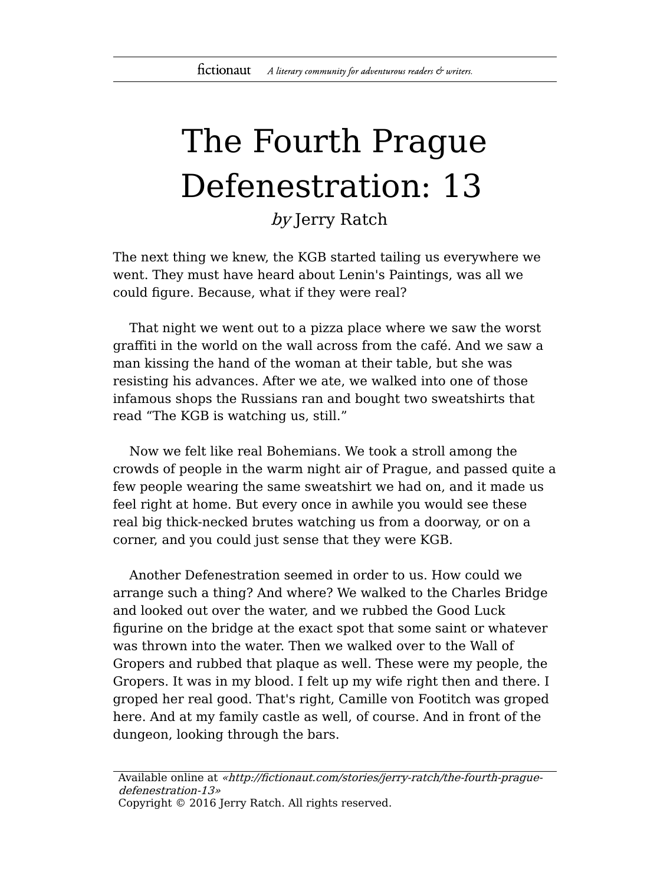# The Fourth Prague Defenestration: 13

*by* Jerry Ratch

The next thing we knew, the KGB started tailing us everywhere we went. They must have heard about Lenin's Paintings, was all we could figure. Because, what if they were real?

That night we went out to a pizza place where we saw the worst graffiti in the world on the wall across from the café. And we saw a man kissing the hand of the woman at their table, but she was resisting his advances. After we ate, we walked into one of those infamous shops the Russians ran and bought two sweatshirts that read "The KGB is watching us, still."

Now we felt like real Bohemians. We took a stroll among the crowds of people in the warm night air of Prague, and passed quite a few people wearing the same sweatshirt we had on, and it made us feel right at home. But every once in awhile you would see these real big thick-necked brutes watching us from a doorway, or on a corner, and you could just sense that they were KGB.

Another Defenestration seemed in order to us. How could we arrange such a thing? And where? We walked to the Charles Bridge and looked out over the water, and we rubbed the Good Luck figurine on the bridge at the exact spot that some saint or whatever was thrown into the water. Then we walked over to the Wall of Gropers and rubbed that plaque as well. These were my people, the Gropers. It was in my blood. I felt up my wife right then and there. I groped her real good. That's right, Camille von Footitch was groped here. And at my family castle as well, of course. And in front of the dungeon, looking through the bars.

Available online at *«http://fictionaut.com/stories/jerry-ratch/the-fourth-prague-defenestration-13»*
Copyright © 2016 Jerry Ratch. All rights reserved.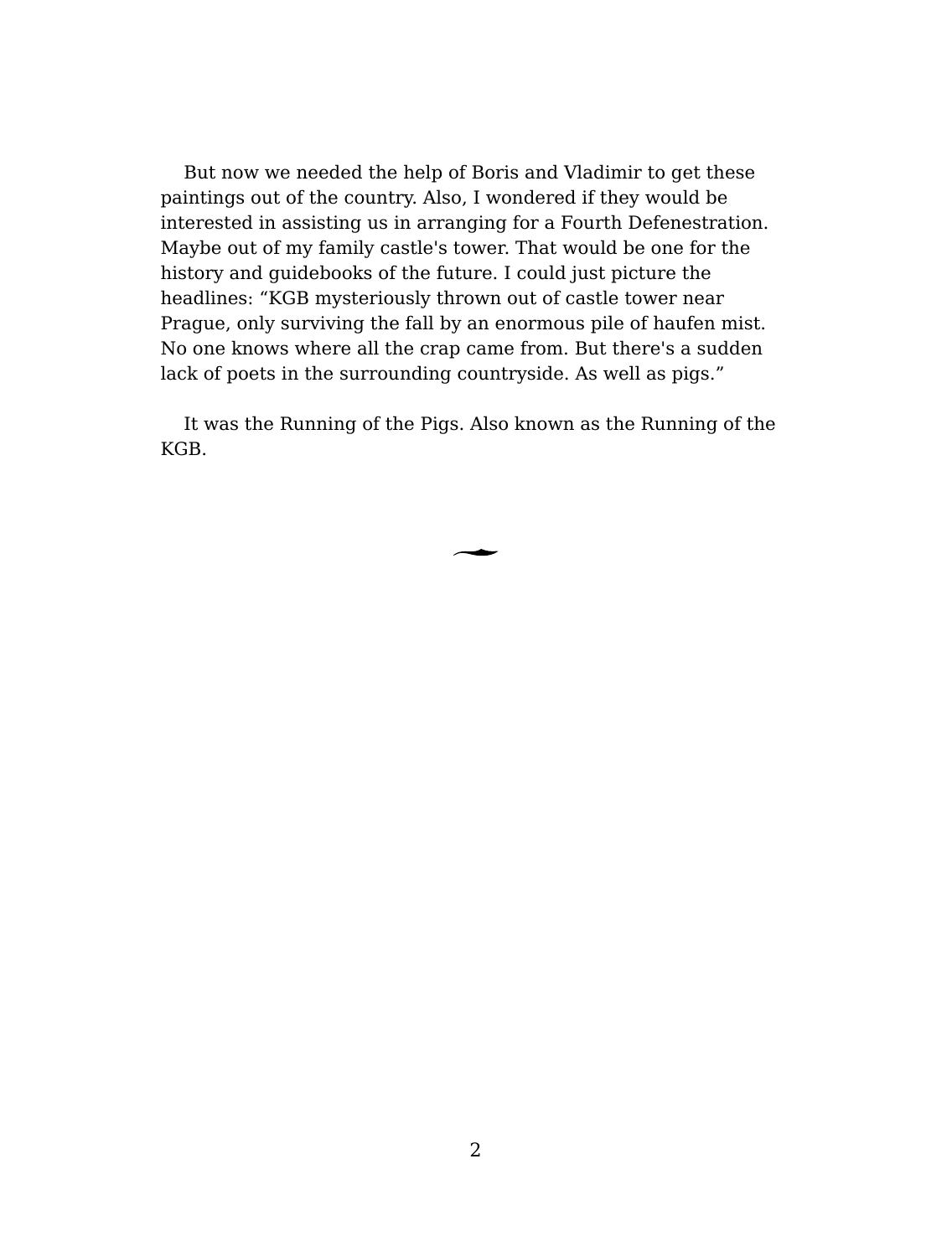But now we needed the help of Boris and Vladimir to get these paintings out of the country. Also, I wondered if they would be interested in assisting us in arranging for a Fourth Defenestration. Maybe out of my family castle's tower. That would be one for the history and guidebooks of the future. I could just picture the headlines: “KGB mysteriously thrown out of castle tower near Prague, only surviving the fall by an enormous pile of haufen mist. No one knows where all the crap came from. But there's a sudden lack of poets in the surrounding countryside. As well as pigs.”

It was the Running of the Pigs. Also known as the Running of the KGB.